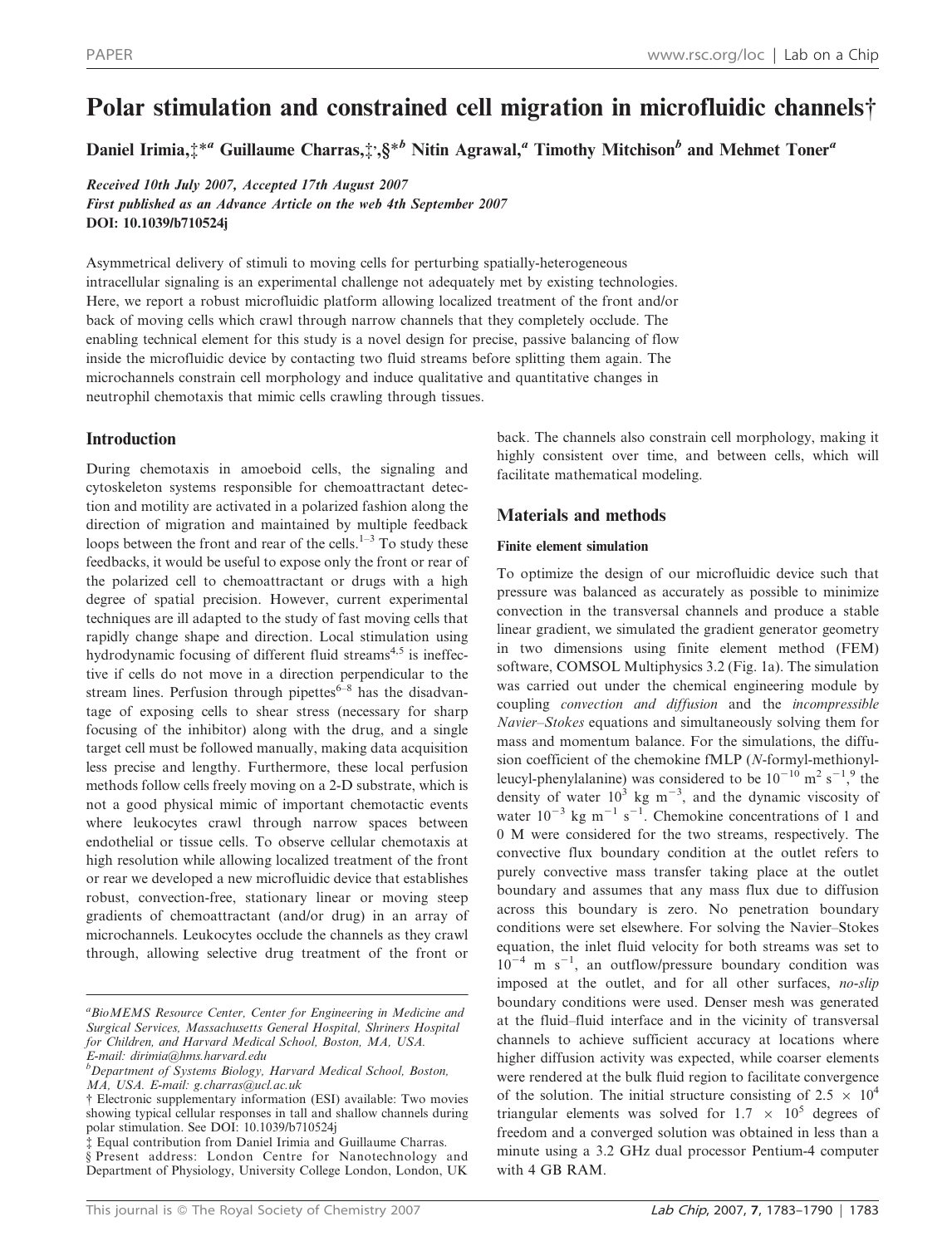# Polar stimulation and constrained cell migration in microfluidic channels†

Daniel Irimia,‡*[a] Guillaume Charras,‡,§*[b] Nitin Agrawal,[a] Timothy Mitchison[b] and Mehmet Toner[a]

*Received 10th July 2007, Accepted 17th August 2007*
*First published as an Advance Article on the web 4th September 2007*
**DOI: 10.1039/b710524j**

Asymmetrical delivery of stimuli to moving cells for perturbing spatially-heterogeneous intracellular signaling is an experimental challenge not adequately met by existing technologies. Here, we report a robust microfluidic platform allowing localized treatment of the front and/or back of moving cells which crawl through narrow channels that they completely occlude. The enabling technical element for this study is a novel design for precise, passive balancing of flow inside the microfluidic device by contacting two fluid streams before splitting them again. The microchannels constrain cell morphology and induce qualitative and quantitative changes in neutrophil chemotaxis that mimic cells crawling through tissues.

## Introduction

During chemotaxis in amoeboid cells, the signaling and cytoskeleton systems responsible for chemoattractant detection and motility are activated in a polarized fashion along the direction of migration and maintained by multiple feedback loops between the front and rear of the cells.[1–3] To study these feedbacks, it would be useful to expose only the front or rear of the polarized cell to chemoattractant or drugs with a high degree of spatial precision. However, current experimental techniques are ill adapted to the study of fast moving cells that rapidly change shape and direction. Local stimulation using hydrodynamic focusing of different fluid streams[4,5] is ineffective if cells do not move in a direction perpendicular to the stream lines. Perfusion through pipettes[6–8] has the disadvantage of exposing cells to shear stress (necessary for sharp focusing of the inhibitor) along with the drug, and a single target cell must be followed manually, making data acquisition less precise and lengthy. Furthermore, these local perfusion methods follow cells freely moving on a 2-D substrate, which is not a good physical mimic of important chemotactic events where leukocytes crawl through narrow spaces between endothelial or tissue cells. To observe cellular chemotaxis at high resolution while allowing localized treatment of the front or rear we developed a new microfluidic device that establishes robust, convection-free, stationary linear or moving steep gradients of chemoattractant (and/or drug) in an array of microchannels. Leukocytes occlude the channels as they crawl through, allowing selective drug treatment of the front or back. The channels also constrain cell morphology, making it highly consistent over time, and between cells, which will facilitate mathematical modeling.

## Materials and methods

### Finite element simulation

To optimize the design of our microfluidic device such that pressure was balanced as accurately as possible to minimize convection in the transversal channels and produce a stable linear gradient, we simulated the gradient generator geometry in two dimensions using finite element method (FEM) software, COMSOL Multiphysics 3.2 (Fig. 1a). The simulation was carried out under the chemical engineering module by coupling *convection and diffusion* and the *incompressible Navier–Stokes* equations and simultaneously solving them for mass and momentum balance. For the simulations, the diffusion coefficient of the chemokine fMLP (*N*-formyl-methionyl-leucyl-phenylalanine) was considered to be $10^{-10}$ m$^2$ s$^{-1}$,[9] the density of water $10^3$ kg m$^{-3}$, and the dynamic viscosity of water $10^{-3}$ kg m$^{-1}$ s$^{-1}$. Chemokine concentrations of 1 and 0 M were considered for the two streams, respectively. The convective flux boundary condition at the outlet refers to purely convective mass transfer taking place at the outlet boundary and assumes that any mass flux due to diffusion across this boundary is zero. No penetration boundary conditions were set elsewhere. For solving the Navier–Stokes equation, the inlet fluid velocity for both streams was set to $10^{-4}$ m s$^{-1}$, an outflow/pressure boundary condition was imposed at the outlet, and for all other surfaces, *no-slip* boundary conditions were used. Denser mesh was generated at the fluid–fluid interface and in the vicinity of transversal channels to achieve sufficient accuracy at locations where higher diffusion activity was expected, while coarser elements were rendered at the bulk fluid region to facilitate convergence of the solution. The initial structure consisting of $2.5 \times 10^4$ triangular elements was solved for $1.7 \times 10^5$ degrees of freedom and a converged solution was obtained in less than a minute using a 3.2 GHz dual processor Pentium-4 computer with 4 GB RAM.

---

[a] BioMEMS Resource Center, Center for Engineering in Medicine and Surgical Services, Massachusetts General Hospital, Shriners Hospital for Children, and Harvard Medical School, Boston, MA, USA. E-mail: dirimia@hms.harvard.edu

[b] Department of Systems Biology, Harvard Medical School, Boston, MA, USA. E-mail: g.charras@ucl.ac.uk

† Electronic supplementary information (ESI) available: Two movies showing typical cellular responses in tall and shallow channels during polar stimulation. See DOI: 10.1039/b710524j

‡ Equal contribution from Daniel Irimia and Guillaume Charras.

§ Present address: London Centre for Nanotechnology and Department of Physiology, University College London, London, UK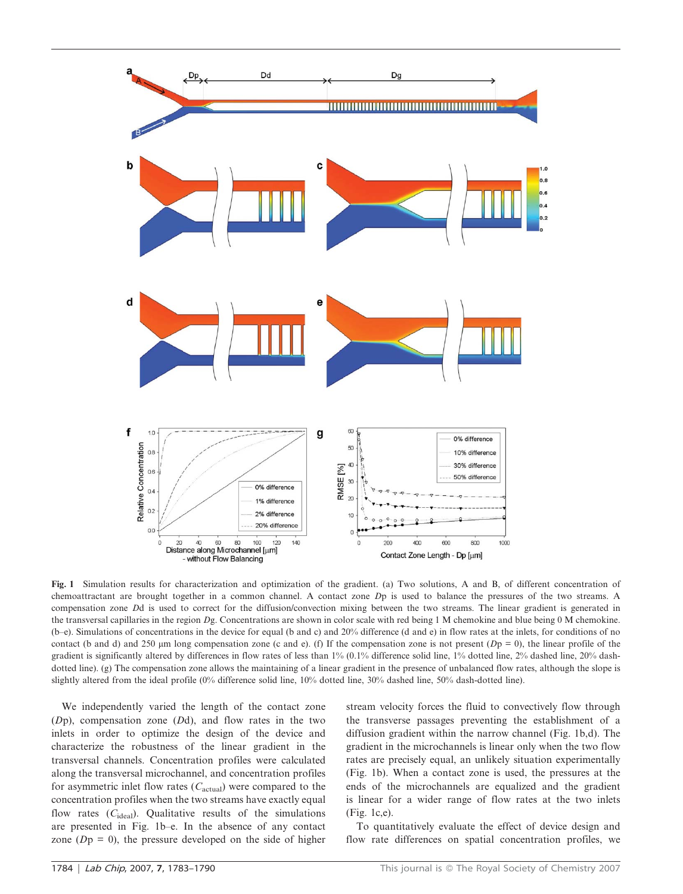**Fig. 1** Simulation results for characterization and optimization of the gradient. (a) Two solutions, A and B, of different concentration of chemoattractant are brought together in a common channel. A contact zone *Dp* is used to balance the pressures of the two streams. A compensation zone *Dd* is used to correct for the diffusion/convection mixing between the two streams. The linear gradient is generated in the transversal capillaries in the region *Dg*. Concentrations are shown in color scale with red being 1 M chemokine and blue being 0 M chemokine. (b–e). Simulations of concentrations in the device for equal (b and c) and 20% difference (d and e) in flow rates at the inlets, for conditions of no contact (b and d) and 250 μm long compensation zone (c and e). (f) If the compensation zone is not present (*Dp* = 0), the linear profile of the gradient is significantly altered by differences in flow rates of less than 1% (0.1% difference solid line, 1% dotted line, 2% dashed line, 20% dash-dotted line). (g) The compensation zone allows the maintaining of a linear gradient in the presence of unbalanced flow rates, although the slope is slightly altered from the ideal profile (0% difference solid line, 10% dotted line, 30% dashed line, 50% dash-dotted line).

We independently varied the length of the contact zone (*Dp*), compensation zone (*Dd*), and flow rates in the two inlets in order to optimize the design of the device and characterize the robustness of the linear gradient in the transversal channels. Concentration profiles were calculated along the transversal microchannel, and concentration profiles for asymmetric inlet flow rates ($C_{\mathrm{actual}}$) were compared to the concentration profiles when the two streams have exactly equal flow rates ($C_{\mathrm{ideal}}$). Qualitative results of the simulations are presented in Fig. 1b–e. In the absence of any contact zone (*Dp* = 0), the pressure developed on the side of higher stream velocity forces the fluid to convectively flow through the transverse passages preventing the establishment of a diffusion gradient within the narrow channel (Fig. 1b,d). The gradient in the microchannels is linear only when the two flow rates are precisely equal, an unlikely situation experimentally (Fig. 1b). When a contact zone is used, the pressures at the ends of the microchannels are equalized and the gradient is linear for a wider range of flow rates at the two inlets (Fig. 1c,e).

To quantitatively evaluate the effect of device design and flow rate differences on spatial concentration profiles, we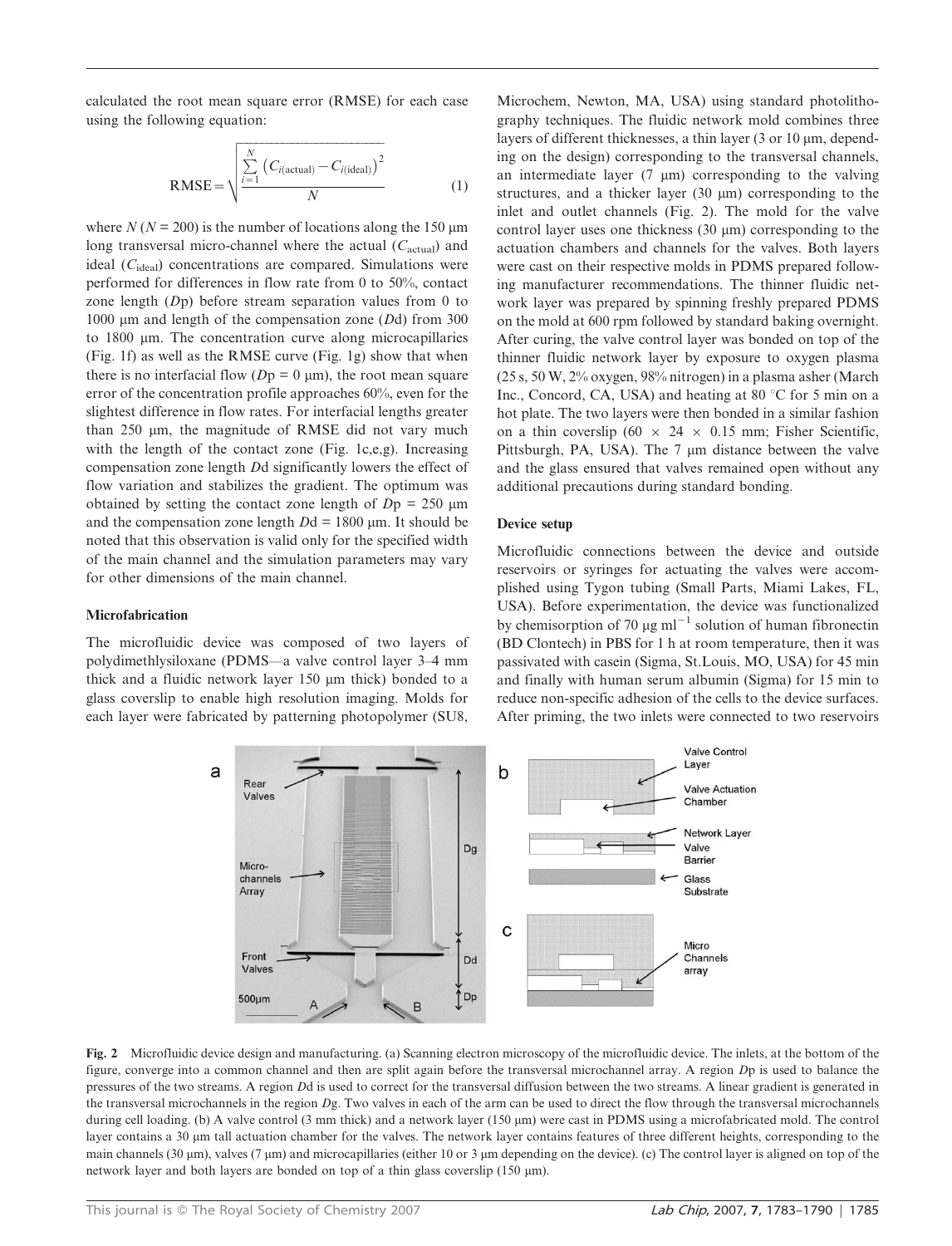calculated the root mean square error (RMSE) for each case using the following equation:

$$\mathrm{RMSE} = \sqrt{\frac{\sum_{i=1}^{N}\left(C_{i(\mathrm{actual})} - C_{i(\mathrm{ideal})}\right)^2}{N}} \tag{1}$$

where $N$ ($N = 200$) is the number of locations along the 150 μm long transversal micro-channel where the actual ($C_{\mathrm{actual}}$) and ideal ($C_{\mathrm{ideal}}$) concentrations are compared. Simulations were performed for differences in flow rate from 0 to 50%, contact zone length ($D$p) before stream separation values from 0 to 1000 μm and length of the compensation zone ($D$d) from 300 to 1800 μm. The concentration curve along microcapillaries (Fig. 1f) as well as the RMSE curve (Fig. 1g) show that when there is no interfacial flow ($D$p = 0 μm), the root mean square error of the concentration profile approaches 60%, even for the slightest difference in flow rates. For interfacial lengths greater than 250 μm, the magnitude of RMSE did not vary much with the length of the contact zone (Fig. 1c,e,g). Increasing compensation zone length $D$d significantly lowers the effect of flow variation and stabilizes the gradient. The optimum was obtained by setting the contact zone length of $D$p = 250 μm and the compensation zone length $D$d = 1800 μm. It should be noted that this observation is valid only for the specified width of the main channel and the simulation parameters may vary for other dimensions of the main channel.

## Microfabrication

The microfluidic device was composed of two layers of polydimethlysiloxane (PDMS—a valve control layer 3–4 mm thick and a fluidic network layer 150 μm thick) bonded to a glass coverslip to enable high resolution imaging. Molds for each layer were fabricated by patterning photopolymer (SU8, Microchem, Newton, MA, USA) using standard photolithography techniques. The fluidic network mold combines three layers of different thicknesses, a thin layer (3 or 10 μm, depending on the design) corresponding to the transversal channels, an intermediate layer (7 μm) corresponding to the valving structures, and a thicker layer (30 μm) corresponding to the inlet and outlet channels (Fig. 2). The mold for the valve control layer uses one thickness (30 μm) corresponding to the actuation chambers and channels for the valves. Both layers were cast on their respective molds in PDMS prepared following manufacturer recommendations. The thinner fluidic network layer was prepared by spinning freshly prepared PDMS on the mold at 600 rpm followed by standard baking overnight. After curing, the valve control layer was bonded on top of the thinner fluidic network layer by exposure to oxygen plasma (25 s, 50 W, 2% oxygen, 98% nitrogen) in a plasma asher (March Inc., Concord, CA, USA) and heating at 80 °C for 5 min on a hot plate. The two layers were then bonded in a similar fashion on a thin coverslip (60 × 24 × 0.15 mm; Fisher Scientific, Pittsburgh, PA, USA). The 7 μm distance between the valve and the glass ensured that valves remained open without any additional precautions during standard bonding.

## Device setup

Microfluidic connections between the device and outside reservoirs or syringes for actuating the valves were accomplished using Tygon tubing (Small Parts, Miami Lakes, FL, USA). Before experimentation, the device was functionalized by chemisorption of 70 μg ml$^{-1}$ solution of human fibronectin (BD Clontech) in PBS for 1 h at room temperature, then it was passivated with casein (Sigma, St.Louis, MO, USA) for 45 min and finally with human serum albumin (Sigma) for 15 min to reduce non-specific adhesion of the cells to the device surfaces. After priming, the two inlets were connected to two reservoirs

**Fig. 2** Microfluidic device design and manufacturing. (a) Scanning electron microscopy of the microfluidic device. The inlets, at the bottom of the figure, converge into a common channel and then are split again before the transversal microchannel array. A region $D$p is used to balance the pressures of the two streams. A region $D$d is used to correct for the transversal diffusion between the two streams. A linear gradient is generated in the transversal microchannels in the region $D$g. Two valves in each of the arm can be used to direct the flow through the transversal microchannels during cell loading. (b) A valve control (3 mm thick) and a network layer (150 μm) were cast in PDMS using a microfabricated mold. The control layer contains a 30 μm tall actuation chamber for the valves. The network layer contains features of three different heights, corresponding to the main channels (30 μm), valves (7 μm) and microcapillaries (either 10 or 3 μm depending on the device). (c) The control layer is aligned on top of the network layer and both layers are bonded on top of a thin glass coverslip (150 μm).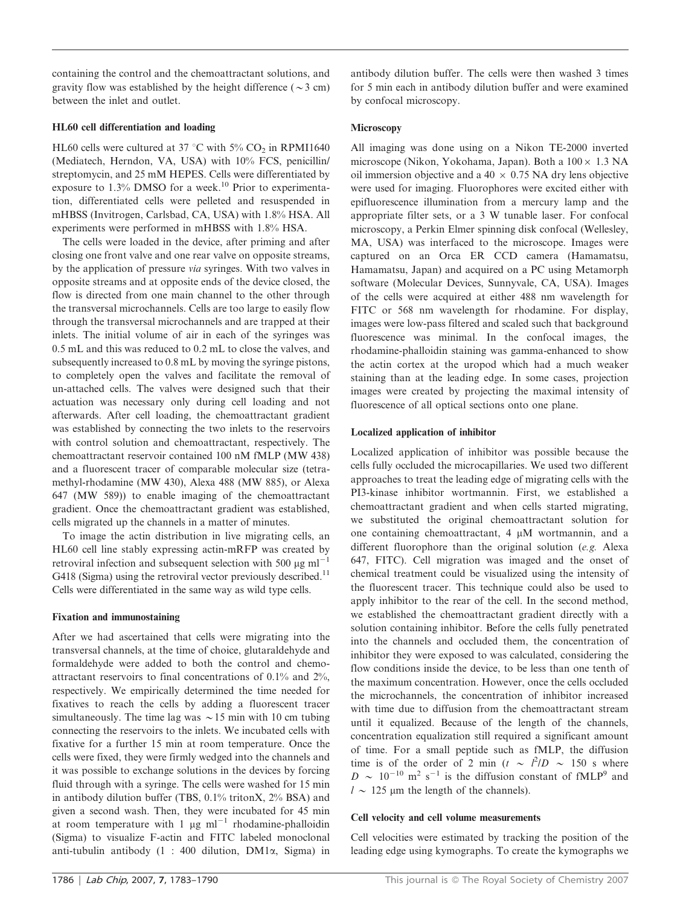containing the control and the chemoattractant solutions, and gravity flow was established by the height difference (~3 cm) between the inlet and outlet.

### HL60 cell differentiation and loading

HL60 cells were cultured at 37 °C with 5% $CO_2$ in RPMI1640 (Mediatech, Herndon, VA, USA) with 10% FCS, penicillin/streptomycin, and 25 mM HEPES. Cells were differentiated by exposure to 1.3% DMSO for a week.[10] Prior to experimentation, differentiated cells were pelleted and resuspended in mHBSS (Invitrogen, Carlsbad, CA, USA) with 1.8% HSA. All experiments were performed in mHBSS with 1.8% HSA.

The cells were loaded in the device, after priming and after closing one front valve and one rear valve on opposite streams, by the application of pressure *via* syringes. With two valves in opposite streams and at opposite ends of the device closed, the flow is directed from one main channel to the other through the transversal microchannels. Cells are too large to easily flow through the transversal microchannels and are trapped at their inlets. The initial volume of air in each of the syringes was 0.5 mL and this was reduced to 0.2 mL to close the valves, and subsequently increased to 0.8 mL by moving the syringe pistons, to completely open the valves and facilitate the removal of un-attached cells. The valves were designed such that their actuation was necessary only during cell loading and not afterwards. After cell loading, the chemoattractant gradient was established by connecting the two inlets to the reservoirs with control solution and chemoattractant, respectively. The chemoattractant reservoir contained 100 nM fMLP (MW 438) and a fluorescent tracer of comparable molecular size (tetramethyl-rhodamine (MW 430), Alexa 488 (MW 885), or Alexa 647 (MW 589)) to enable imaging of the chemoattractant gradient. Once the chemoattractant gradient was established, cells migrated up the channels in a matter of minutes.

To image the actin distribution in live migrating cells, an HL60 cell line stably expressing actin-mRFP was created by retroviral infection and subsequent selection with 500 μg $ml^{-1}$ G418 (Sigma) using the retroviral vector previously described.[11] Cells were differentiated in the same way as wild type cells.

### Fixation and immunostaining

After we had ascertained that cells were migrating into the transversal channels, at the time of choice, glutaraldehyde and formaldehyde were added to both the control and chemoattractant reservoirs to final concentrations of 0.1% and 2%, respectively. We empirically determined the time needed for fixatives to reach the cells by adding a fluorescent tracer simultaneously. The time lag was ~15 min with 10 cm tubing connecting the reservoirs to the inlets. We incubated cells with fixative for a further 15 min at room temperature. Once the cells were fixed, they were firmly wedged into the channels and it was possible to exchange solutions in the devices by forcing fluid through with a syringe. The cells were washed for 15 min in antibody dilution buffer (TBS, 0.1% tritonX, 2% BSA) and given a second wash. Then, they were incubated for 45 min at room temperature with 1 μg $ml^{-1}$ rhodamine-phalloidin (Sigma) to visualize F-actin and FITC labeled monoclonal anti-tubulin antibody (1 : 400 dilution, DM1α, Sigma) in antibody dilution buffer. The cells were then washed 3 times for 5 min each in antibody dilution buffer and were examined by confocal microscopy.

### Microscopy

All imaging was done using on a Nikon TE-2000 inverted microscope (Nikon, Yokohama, Japan). Both a 100 × 1.3 NA oil immersion objective and a 40 × 0.75 NA dry lens objective were used for imaging. Fluorophores were excited either with epifluorescence illumination from a mercury lamp and the appropriate filter sets, or a 3 W tunable laser. For confocal microscopy, a Perkin Elmer spinning disk confocal (Wellesley, MA, USA) was interfaced to the microscope. Images were captured on an Orca ER CCD camera (Hamamatsu, Hamamatsu, Japan) and acquired on a PC using Metamorph software (Molecular Devices, Sunnyvale, CA, USA). Images of the cells were acquired at either 488 nm wavelength for FITC or 568 nm wavelength for rhodamine. For display, images were low-pass filtered and scaled such that background fluorescence was minimal. In the confocal images, the rhodamine-phalloidin staining was gamma-enhanced to show the actin cortex at the uropod which had a much weaker staining than at the leading edge. In some cases, projection images were created by projecting the maximal intensity of fluorescence of all optical sections onto one plane.

### Localized application of inhibitor

Localized application of inhibitor was possible because the cells fully occluded the microcapillaries. We used two different approaches to treat the leading edge of migrating cells with the PI3-kinase inhibitor wortmannin. First, we established a chemoattractant gradient and when cells started migrating, we substituted the original chemoattractant solution for one containing chemoattractant, 4 μM wortmannin, and a different fluorophore than the original solution (*e.g.* Alexa 647, FITC). Cell migration was imaged and the onset of chemical treatment could be visualized using the intensity of the fluorescent tracer. This technique could also be used to apply inhibitor to the rear of the cell. In the second method, we established the chemoattractant gradient directly with a solution containing inhibitor. Before the cells fully penetrated into the channels and occluded them, the concentration of inhibitor they were exposed to was calculated, considering the flow conditions inside the device, to be less than one tenth of the maximum concentration. However, once the cells occluded the microchannels, the concentration of inhibitor increased with time due to diffusion from the chemoattractant stream until it equalized. Because of the length of the channels, concentration equalization still required a significant amount of time. For a small peptide such as fMLP, the diffusion time is of the order of 2 min ($t \sim l^2/D \sim 150$ s where $D \sim 10^{-10}$ $m^2$ $s^{-1}$ is the diffusion constant of fMLP[9] and $l \sim 125$ μm the length of the channels).

### Cell velocity and cell volume measurements

Cell velocities were estimated by tracking the position of the leading edge using kymographs. To create the kymographs we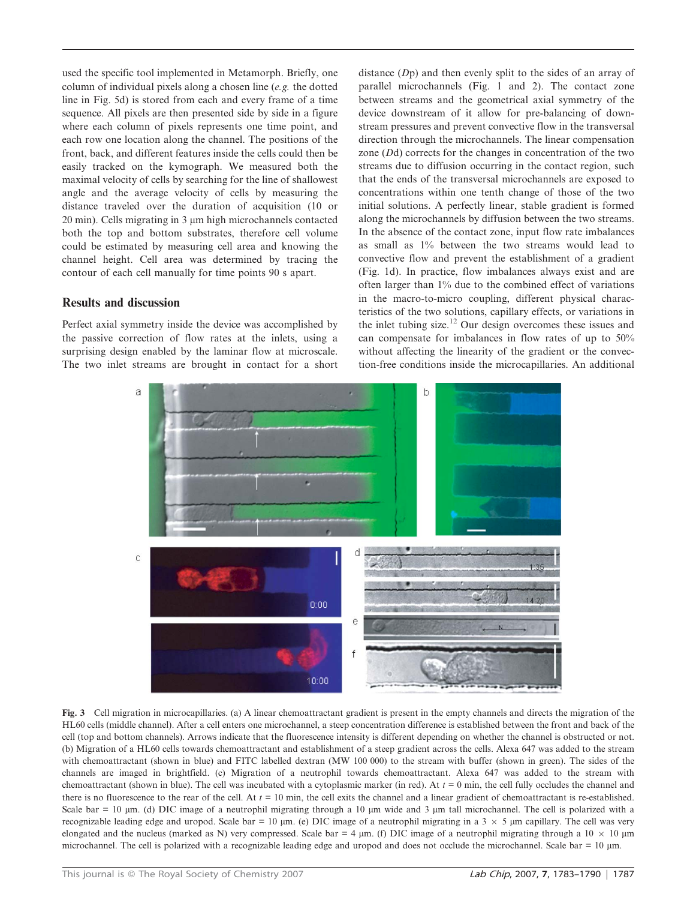used the specific tool implemented in Metamorph. Briefly, one column of individual pixels along a chosen line (*e.g.* the dotted line in Fig. 5d) is stored from each and every frame of a time sequence. All pixels are then presented side by side in a figure where each column of pixels represents one time point, and each row one location along the channel. The positions of the front, back, and different features inside the cells could then be easily tracked on the kymograph. We measured both the maximal velocity of cells by searching for the line of shallowest angle and the average velocity of cells by measuring the distance traveled over the duration of acquisition (10 or 20 min). Cells migrating in 3 μm high microchannels contacted both the top and bottom substrates, therefore cell volume could be estimated by measuring cell area and knowing the channel height. Cell area was determined by tracing the contour of each cell manually for time points 90 s apart.

## Results and discussion

Perfect axial symmetry inside the device was accomplished by the passive correction of flow rates at the inlets, using a surprising design enabled by the laminar flow at microscale. The two inlet streams are brought in contact for a short distance ($D$p) and then evenly split to the sides of an array of parallel microchannels (Fig. 1 and 2). The contact zone between streams and the geometrical axial symmetry of the device downstream of it allow for pre-balancing of downstream pressures and prevent convective flow in the transversal direction through the microchannels. The linear compensation zone ($D$d) corrects for the changes in concentration of the two streams due to diffusion occurring in the contact region, such that the ends of the transversal microchannels are exposed to concentrations within one tenth change of those of the two initial solutions. A perfectly linear, stable gradient is formed along the microchannels by diffusion between the two streams. In the absence of the contact zone, input flow rate imbalances as small as 1% between the two streams would lead to convective flow and prevent the establishment of a gradient (Fig. 1d). In practice, flow imbalances always exist and are often larger than 1% due to the combined effect of variations in the macro-to-micro coupling, different physical characteristics of the two solutions, capillary effects, or variations in the inlet tubing size.[12] Our design overcomes these issues and can compensate for imbalances in flow rates of up to 50% without affecting the linearity of the gradient or the convection-free conditions inside the microcapillaries. An additional

**Fig. 3** Cell migration in microcapillaries. (a) A linear chemoattractant gradient is present in the empty channels and directs the migration of the HL60 cells (middle channel). After a cell enters one microchannel, a steep concentration difference is established between the front and back of the cell (top and bottom channels). Arrows indicate that the fluorescence intensity is different depending on whether the channel is obstructed or not. (b) Migration of a HL60 cells towards chemoattractant and establishment of a steep gradient across the cells. Alexa 647 was added to the stream with chemoattractant (shown in blue) and FITC labelled dextran (MW 100 000) to the stream with buffer (shown in green). The sides of the channels are imaged in brightfield. (c) Migration of a neutrophil towards chemoattractant. Alexa 647 was added to the stream with chemoattractant (shown in blue). The cell was incubated with a cytoplasmic marker (in red). At $t$ = 0 min, the cell fully occludes the channel and there is no fluorescence to the rear of the cell. At $t$ = 10 min, the cell exits the channel and a linear gradient of chemoattractant is re-established. Scale bar = 10 μm. (d) DIC image of a neutrophil migrating through a 10 μm wide and 3 μm tall microchannel. The cell is polarized with a recognizable leading edge and uropod. Scale bar = 10 μm. (e) DIC image of neutrophil migrating in a 3 × 5 μm capillary. The cell was very elongated and the nucleus (marked as N) very compressed. Scale bar = 4 μm. (f) DIC image of a neutrophil migrating through a 10 × 10 μm microchannel. The cell is polarized with a recognizable leading edge and uropod and does not occlude the microchannel. Scale bar = 10 μm.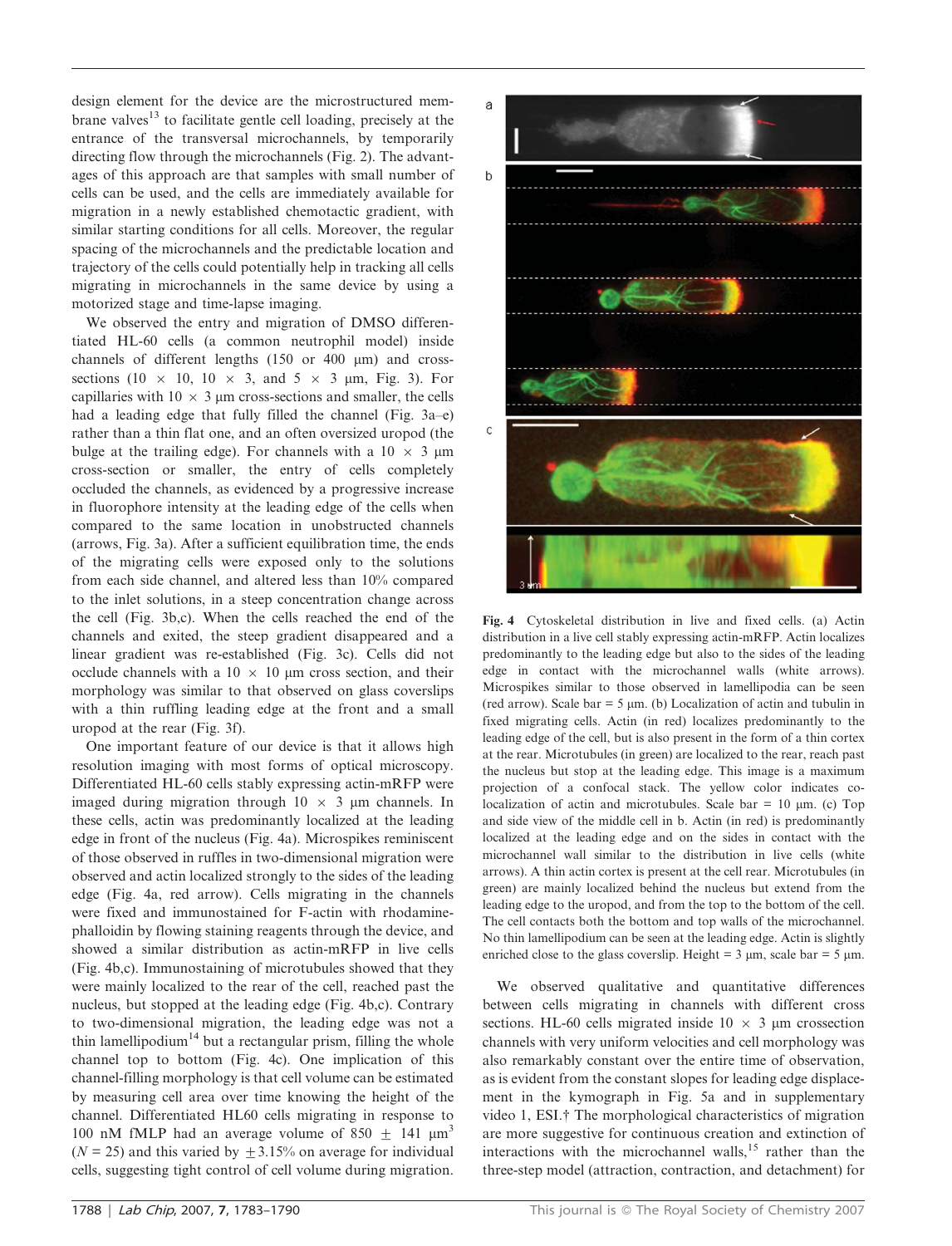design element for the device are the microstructured membrane valves[13] to facilitate gentle cell loading, precisely at the entrance of the transversal microchannels, by temporarily directing flow through the microchannels (Fig. 2). The advantages of this approach are that samples with small number of cells can be used, and the cells are immediately available for migration in a newly established chemotactic gradient, with similar starting conditions for all cells. Moreover, the regular spacing of the microchannels and the predictable location and trajectory of the cells could potentially help in tracking all cells migrating in microchannels in the same device by using a motorized stage and time-lapse imaging.

We observed the entry and migration of DMSO differentiated HL-60 cells (a common neutrophil model) inside channels of different lengths (150 or 400 μm) and cross-sections (10 × 10, 10 × 3, and 5 × 3 μm, Fig. 3). For capillaries with 10 × 3 μm cross-sections and smaller, the cells had a leading edge that fully filled the channel (Fig. 3a–e) rather than a thin flat one, and an often oversized uropod (the bulge at the trailing edge). For channels with a 10 × 3 μm cross-section or smaller, the entry of cells completely occluded the channels, as evidenced by a progressive increase in fluorophore intensity at the leading edge of the cells when compared to the same location in unobstructed channels (arrows, Fig. 3a). After a sufficient equilibration time, the ends of the migrating cells were exposed only to the solutions from each side channel, and altered less than 10% compared to the inlet solutions, in a steep concentration change across the cell (Fig. 3b,c). When the cells reached the end of the channels and exited, the steep gradient disappeared and a linear gradient was re-established (Fig. 3c). Cells did not occlude channels with a 10 × 10 μm cross section, and their morphology was similar to that observed on glass coverslips with a thin ruffling leading edge at the front and a small uropod at the rear (Fig. 3f).

One important feature of our device is that it allows high resolution imaging with most forms of optical microscopy. Differentiated HL-60 cells stably expressing actin-mRFP were imaged during migration through 10 × 3 μm channels. In these cells, actin was predominantly localized at the leading edge in front of the nucleus (Fig. 4a). Microspikes reminiscent of those observed in ruffles in two-dimensional migration were observed and actin localized strongly to the sides of the leading edge (Fig. 4a, red arrow). Cells migrating in the channels were fixed and immunostained for F-actin with rhodamine-phalloidin by flowing staining reagents through the device, and showed a similar distribution as actin-mRFP in live cells (Fig. 4b,c). Immunostaining of microtubules showed that they were mainly localized to the rear of the cell, reached past the nucleus, but stopped at the leading edge (Fig. 4b,c). Contrary to two-dimensional migration, the leading edge was not a thin lamellipodium[14] but a rectangular prism, filling the whole channel top to bottom (Fig. 4c). One implication of this channel-filling morphology is that cell volume can be estimated by measuring cell area over time knowing the height of the channel. Differentiated HL60 cells migrating in response to 100 nM fMLP had an average volume of 850 ± 141 μm$^3$ ($N = 25$) and this varied by ±3.15% on average for individual cells, suggesting tight control of cell volume during migration.

**Fig. 4** Cytoskeletal distribution in live and fixed cells. (a) Actin distribution in a live cell stably expressing actin-mRFP. Actin localizes predominantly to the leading edge but also to the sides of the leading edge in contact with the microchannel walls (white arrows). Microspikes similar to those observed in lamellipodia can be seen (red arrow). Scale bar = 5 μm. (b) Localization of actin and tubulin in fixed migrating cells. Actin (in red) localizes predominantly to the leading edge of the cell, but is also present in the form of a thin cortex at the rear. Microtubules (in green) are localized to the rear, reach past the nucleus but stop at the leading edge. This image is a maximum projection of a confocal stack. The yellow color indicates co-localization of actin and microtubules. Scale bar = 10 μm. (c) Top and side view of the middle cell in b. Actin (in red) is predominantly localized at the leading edge and on the sides in contact with the microchannel wall similar to the distribution in live cells (white arrows). A thin actin cortex is present at the cell rear. Microtubules (in green) are mainly localized behind the nucleus but extend from the leading edge to the uropod, and from the top to the bottom of the cell. The cell contacts both the bottom and top walls of the microchannel. No thin lamellipodium can be seen at the leading edge. Actin is slightly enriched close to the glass coverslip. Height = 3 μm, scale bar = 5 μm.

We observed qualitative and quantitative differences between cells migrating in channels with different cross sections. HL-60 cells migrated inside 10 × 3 μm crossection channels with very uniform velocities and cell morphology was also remarkably constant over the entire time of observation, as is evident from the constant slopes for leading edge displacement in the kymograph in Fig. 5a and in supplementary video 1, ESI.† The morphological characteristics of migration are more suggestive for continuous creation and extinction of interactions with the microchannel walls,[15] rather than the three-step model (attraction, contraction, and detachment) for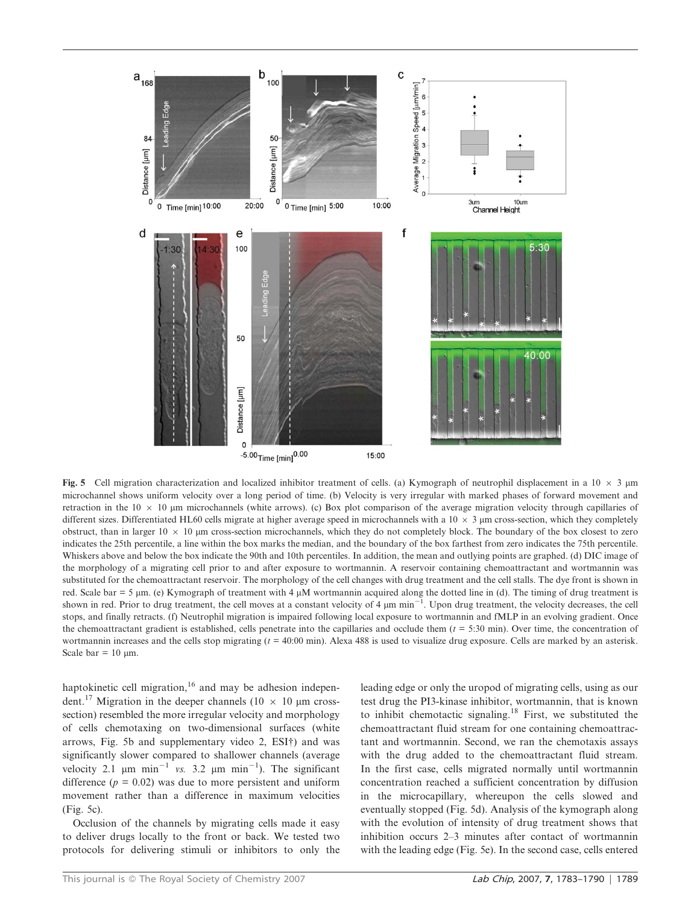**Fig. 5** Cell migration characterization and localized inhibitor treatment of cells. (a) Kymograph of neutrophil displacement in a $10 \times 3$ μm microchannel shows uniform velocity over a long period of time. (b) Velocity is very irregular with marked phases of forward movement and retraction in the $10 \times 10$ μm microchannels (white arrows). (c) Box plot comparison of the average migration velocity through capillaries of different sizes. Differentiated HL60 cells migrate at higher average speed in microchannels with a $10 \times 3$ μm cross-section, which they completely obstruct, than in larger $10 \times 10$ μm cross-section microchannels, which they do not completely block. The boundary of the box closest to zero indicates the 25th percentile, a line within the box marks the median, and the boundary of the box farthest from zero indicates the 75th percentile. Whiskers above and below the box indicate the 90th and 10th percentiles. In addition, the mean and outlying points are graphed. (d) DIC image of the morphology of a migrating cell prior to and after exposure to wortmannin. A reservoir containing chemoattractant and wortmannin was substituted for the chemoattractant reservoir. The morphology of the cell changes with drug treatment and the cell stalls. The dye front is shown in red. Scale bar = 5 μm. (e) Kymograph of treatment with 4 μM wortmannin acquired along the dotted line in (d). The timing of drug treatment is shown in red. Prior to drug treatment, the cell moves at a constant velocity of 4 μm $\text{min}^{-1}$. Upon drug treatment, the velocity decreases, the cell stops, and finally retracts. (f) Neutrophil migration is impaired following local exposure to wortmannin and fMLP in an evolving gradient. Once the chemoattractant gradient is established, cells penetrate into the capillaries and occlude them ($t$ = 5:30 min). Over time, the concentration of wortmannin increases and the cells stop migrating ($t$ = 40:00 min). Alexa 488 is used to visualize drug exposure. Cells are marked by an asterisk. Scale bar = 10 μm.

haptokinetic cell migration,[16] and may be adhesion independent.[17] Migration in the deeper channels ($10 \times 10$ μm cross-section) resembled the more irregular velocity and morphology of cells chemotaxing on two-dimensional surfaces (white arrows, Fig. 5b and supplementary video 2, ESI†) and was significantly slower compared to shallower channels (average velocity 2.1 μm $\text{min}^{-1}$ *vs.* 3.2 μm $\text{min}^{-1}$). The significant difference ($p = 0.02$) was due to more persistent and uniform movement rather than a difference in maximum velocities (Fig. 5c).

Occlusion of the channels by migrating cells made it easy to deliver drugs locally to the front or back. We tested two protocols for delivering stimuli or inhibitors to only the leading edge or only the uropod of migrating cells, using as our test drug the PI3-kinase inhibitor, wortmannin, that is known to inhibit chemotactic signaling.[18] First, we substituted the chemoattractant fluid stream for one containing chemoattractant and wortmannin. Second, we ran the chemotaxis assays with the drug added to the chemoattractant fluid stream. In the first case, cells migrated normally until wortmannin concentration reached a sufficient concentration by diffusion in the microcapillary, whereupon the cells slowed and eventually stopped (Fig. 5d). Analysis of the kymograph along with the evolution of intensity of drug treatment shows that inhibition occurs 2–3 minutes after contact of wortmannin with the leading edge (Fig. 5e). In the second case, cells entered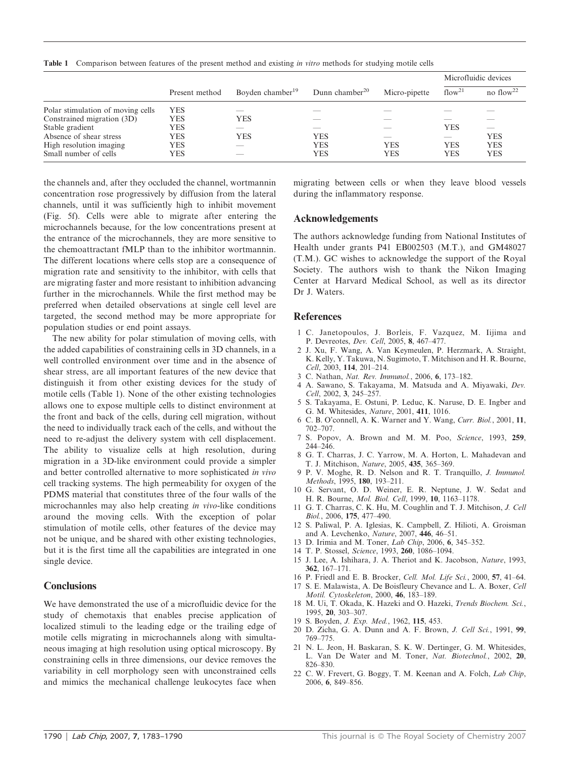Table 1 Comparison between features of the present method and existing *in vitro* methods for studying motile cells

| | Present method | Boyden chamber[19] | Dunn chamber[20] | Micro-pipette | Microfluidic devices flow[21] | Microfluidic devices no flow[22] |
|---|---|---|---|---|---|---|
| Polar stimulation of moving cells | YES | — | — | — | — | — |
| Constrained migration (3D) | YES | YES | — | — | — | — |
| Stable gradient | YES | — | — | — | YES | — |
| Absence of shear stress | YES | YES | YES | — | — | YES |
| High resolution imaging | YES | — | YES | YES | YES | YES |
| Small number of cells | YES | — | YES | YES | YES | YES |

the channels and, after they occluded the channel, wortmannin concentration rose progressively by diffusion from the lateral channels, until it was sufficiently high to inhibit movement (Fig. 5f). Cells were able to migrate after entering the microchannels because, for the low concentrations present at the entrance of the microchannels, they are more sensitive to the chemoattractant fMLP than to the inhibitor wortmannin. The different locations where cells stop are a consequence of migration rate and sensitivity to the inhibitor, with cells that are migrating faster and more resistant to inhibition advancing further in the microchannels. While the first method may be preferred when detailed observations at single cell level are targeted, the second method may be more appropriate for population studies or end point assays.

The new ability for polar stimulation of moving cells, with the added capabilities of constraining cells in 3D channels, in a well controlled environment over time and in the absence of shear stress, are all important features of the new device that distinguish it from other existing devices for the study of motile cells (Table 1). None of the other existing technologies allows one to expose multiple cells to distinct environment at the front and back of the cells, during cell migration, without the need to individually track each of the cells, and without the need to re-adjust the delivery system with cell displacement. The ability to visualize cells at high resolution, during migration in a 3D-like environment could provide a simpler and better controlled alternative to more sophisticated *in vivo* cell tracking systems. The high permeability for oxygen of the PDMS material that constitutes three of the four walls of the microchannles may also help creating *in vivo*-like conditions around the moving cells. With the exception of polar stimulation of motile cells, other features of the device may not be unique, and be shared with other existing technologies, but it is the first time all the capabilities are integrated in one single device.

## Conclusions

We have demonstrated the use of a microfluidic device for the study of chemotaxis that enables precise application of localized stimuli to the leading edge or the trailing edge of motile cells migrating in microchannels along with simultaneous imaging at high resolution using optical microscopy. By constraining cells in three dimensions, our device removes the variability in cell morphology seen with unconstrained cells and mimics the mechanical challenge leukocytes face when migrating between cells or when they leave blood vessels during the inflammatory response.

## Acknowledgements

The authors acknowledge funding from National Institutes of Health under grants P41 EB002503 (M.T.), and GM48027 (T.M.). GC wishes to acknowledge the support of the Royal Society. The authors wish to thank the Nikon Imaging Center at Harvard Medical School, as well as its director Dr J. Waters.

## References

1. C. Janetopoulos, J. Borleis, F. Vazquez, M. Iijima and P. Devreotes, *Dev. Cell*, 2005, **8**, 467–477.
2. J. Xu, F. Wang, A. Van Keymeulen, P. Herzmark, A. Straight, K. Kelly, Y. Takuwa, N. Sugimoto, T. Mitchison and H. R. Bourne, *Cell*, 2003, **114**, 201–214.
3. C. Nathan, *Nat. Rev. Immunol.*, 2006, **6**, 173–182.
4. A. Sawano, S. Takayama, M. Matsuda and A. Miyawaki, *Dev. Cell*, 2002, **3**, 245–257.
5. S. Takayama, E. Ostuni, P. Leduc, K. Naruse, D. E. Ingber and G. M. Whitesides, *Nature*, 2001, **411**, 1016.
6. C. B. O'connell, A. K. Warner and Y. Wang, *Curr. Biol.*, 2001, **11**, 702–707.
7. S. Popov, A. Brown and M. M. Poo, *Science*, 1993, **259**, 244–246.
8. G. T. Charras, J. C. Yarrow, M. A. Horton, L. Mahadevan and T. J. Mitchison, *Nature*, 2005, **435**, 365–369.
9. P. V. Moghe, R. D. Nelson and R. T. Tranquillo, *J. Immunol. Methods*, 1995, **180**, 193–211.
10. G. Servant, O. D. Weiner, E. R. Neptune, J. W. Sedat and H. R. Bourne, *Mol. Biol. Cell*, 1999, **10**, 1163–1178.
11. G. T. Charras, C. K. Hu, M. Coughlin and T. J. Mitchison, *J. Cell Biol.*, 2006, **175**, 477–490.
12. S. Paliwal, P. A. Iglesias, K. Campbell, Z. Hilioti, A. Groisman and A. Levchenko, *Nature*, 2007, **446**, 46–51.
13. D. Irimia and M. Toner, *Lab Chip*, 2006, **6**, 345–352.
14. T. P. Stossel, *Science*, 1993, **260**, 1086–1094.
15. J. Lee, A. Ishihara, J. A. Theriot and K. Jacobson, *Nature*, 1993, **362**, 167–171.
16. P. Friedl and E. B. Brocker, *Cell. Mol. Life Sci.*, 2000, **57**, 41–64.
17. S. E. Malawista, A. De Boisfleury Chevance and L. A. Boxer, *Cell Motil. Cytoskeleton*, 2000, **46**, 183–189.
18. M. Ui, T. Okada, K. Hazeki and O. Hazeki, *Trends Biochem. Sci.*, 1995, **20**, 303–307.
19. S. Boyden, *J. Exp. Med.*, 1962, **115**, 453.
20. D. Zicha, G. A. Dunn and A. F. Brown, *J. Cell Sci.*, 1991, **99**, 769–775.
21. N. L. Jeon, H. Baskaran, S. K. W. Dertinger, G. M. Whitesides, L. Van De Water and M. Toner, *Nat. Biotechnol.*, 2002, **20**, 826–830.
22. C. W. Frevert, G. Boggy, T. M. Keenan and A. Folch, *Lab Chip*, 2006, **6**, 849–856.